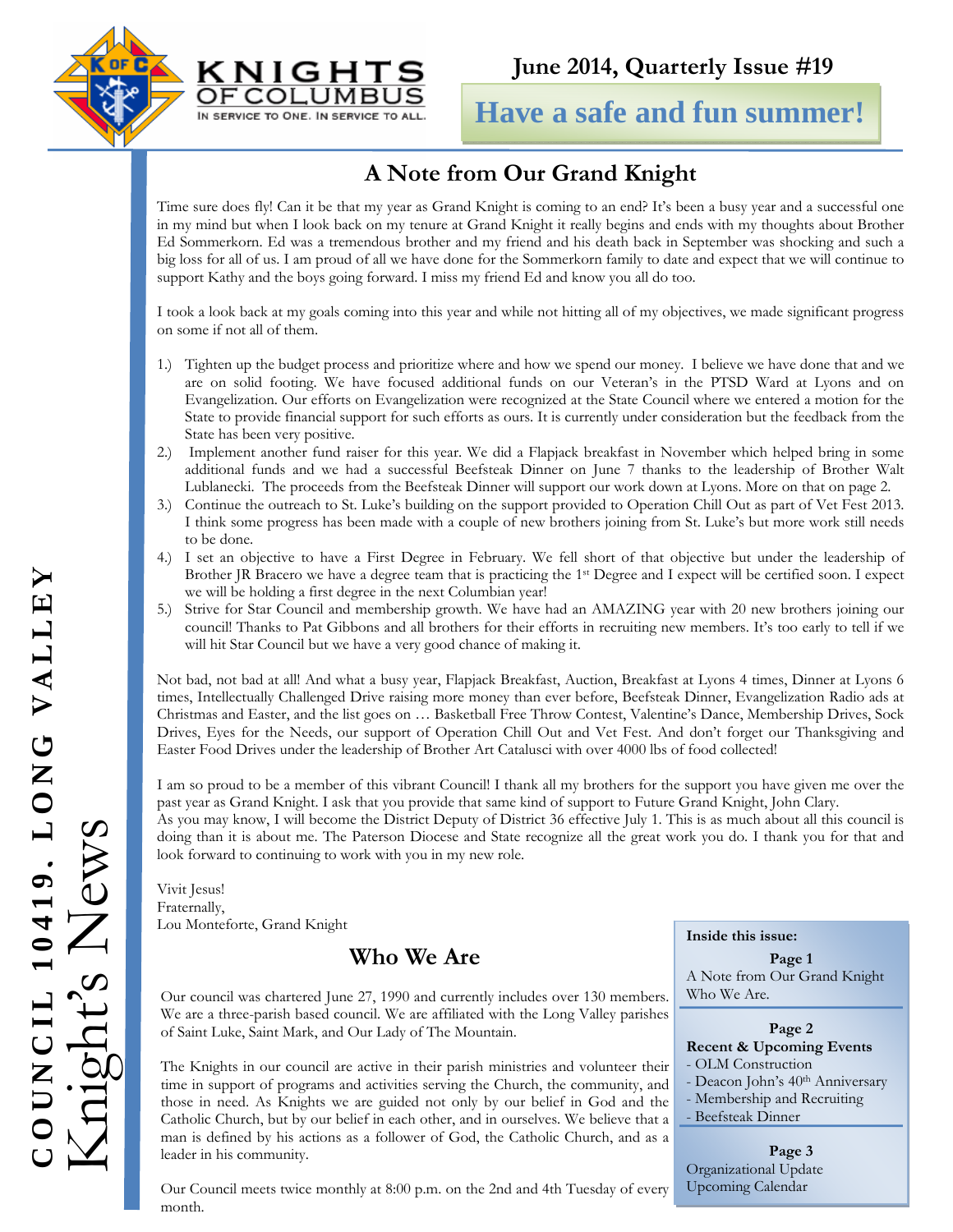KNIGHTS OF COLUMBUS
IN SERVICE TO ONE. IN SERVICE TO ALL.

**June 2014, Quarterly Issue #19**

**Have a safe and fun summer!**

COUNCIL 10419. LONG VALLEY

Knight's News

## A Note from Our Grand Knight

Time sure does fly! Can it be that my year as Grand Knight is coming to an end? It's been a busy year and a successful one in my mind but when I look back on my tenure at Grand Knight it really begins and ends with my thoughts about Brother Ed Sommerkorn. Ed was a tremendous brother and my friend and his death back in September was shocking and such a big loss for all of us. I am proud of all we have done for the Sommerkorn family to date and expect that we will continue to support Kathy and the boys going forward. I miss my friend Ed and know you all do too.

I took a look back at my goals coming into this year and while not hitting all of my objectives, we made significant progress on some if not all of them.

1.) Tighten up the budget process and prioritize where and how we spend our money. I believe we have done that and we are on solid footing. We have focused additional funds on our Veteran's in the PTSD Ward at Lyons and on Evangelization. Our efforts on Evangelization were recognized at the State Council where we entered a motion for the State to provide financial support for such efforts as ours. It is currently under consideration but the feedback from the State has been very positive.
2.) Implement another fund raiser for this year. We did a Flapjack breakfast in November which helped bring in some additional funds and we had a successful Beefsteak Dinner on June 7 thanks to the leadership of Brother Walt Lublanecki. The proceeds from the Beefsteak Dinner will support our work down at Lyons. More on that on page 2.
3.) Continue the outreach to St. Luke's building on the support provided to Operation Chill Out as part of Vet Fest 2013. I think some progress has been made with a couple of new brothers joining from St. Luke's but more work still needs to be done.
4.) I set an objective to have a First Degree in February. We fell short of that objective but under the leadership of Brother JR Bracero we have a degree team that is practicing the 1st Degree and I expect will be certified soon. I expect we will be holding a first degree in the next Columbian year!
5.) Strive for Star Council and membership growth. We have had an AMAZING year with 20 new brothers joining our council! Thanks to Pat Gibbons and all brothers for their efforts in recruiting new members. It's too early to tell if we will hit Star Council but we have a very good chance of making it.

Not bad, not bad at all! And what a busy year, Flapjack Breakfast, Auction, Breakfast at Lyons 4 times, Dinner at Lyons 6 times, Intellectually Challenged Drive raising more money than ever before, Beefsteak Dinner, Evangelization Radio ads at Christmas and Easter, and the list goes on … Basketball Free Throw Contest, Valentine's Dance, Membership Drives, Sock Drives, Eyes for the Needs, our support of Operation Chill Out and Vet Fest. And don't forget our Thanksgiving and Easter Food Drives under the leadership of Brother Art Catalusci with over 4000 lbs of food collected!

I am so proud to be a member of this vibrant Council! I thank all my brothers for the support you have given me over the past year as Grand Knight. I ask that you provide that same kind of support to Future Grand Knight, John Clary.
As you may know, I will become the District Deputy of District 36 effective July 1. This is as much about all this council is doing than it is about me. The Paterson Diocese and State recognize all the great work you do. I thank you for that and look forward to continuing to work with you in my new role.

Vivit Jesus!
Fraternally,
Lou Monteforte, Grand Knight

## Who We Are

Our council was chartered June 27, 1990 and currently includes over 130 members. We are a three-parish based council. We are affiliated with the Long Valley parishes of Saint Luke, Saint Mark, and Our Lady of The Mountain.

The Knights in our council are active in their parish ministries and volunteer their time in support of programs and activities serving the Church, the community, and those in need. As Knights we are guided not only by our belief in God and the Catholic Church, but by our belief in each other, and in ourselves. We believe that a man is defined by his actions as a follower of God, the Catholic Church, and as a leader in his community.

Our Council meets twice monthly at 8:00 p.m. on the 2nd and 4th Tuesday of every month.

**Inside this issue:**

**Page 1**
A Note from Our Grand Knight
Who We Are.

**Page 2**
**Recent & Upcoming Events**
- OLM Construction
- Deacon John's 40th Anniversary
- Membership and Recruiting
- Beefsteak Dinner

**Page 3**
Organizational Update
Upcoming Calendar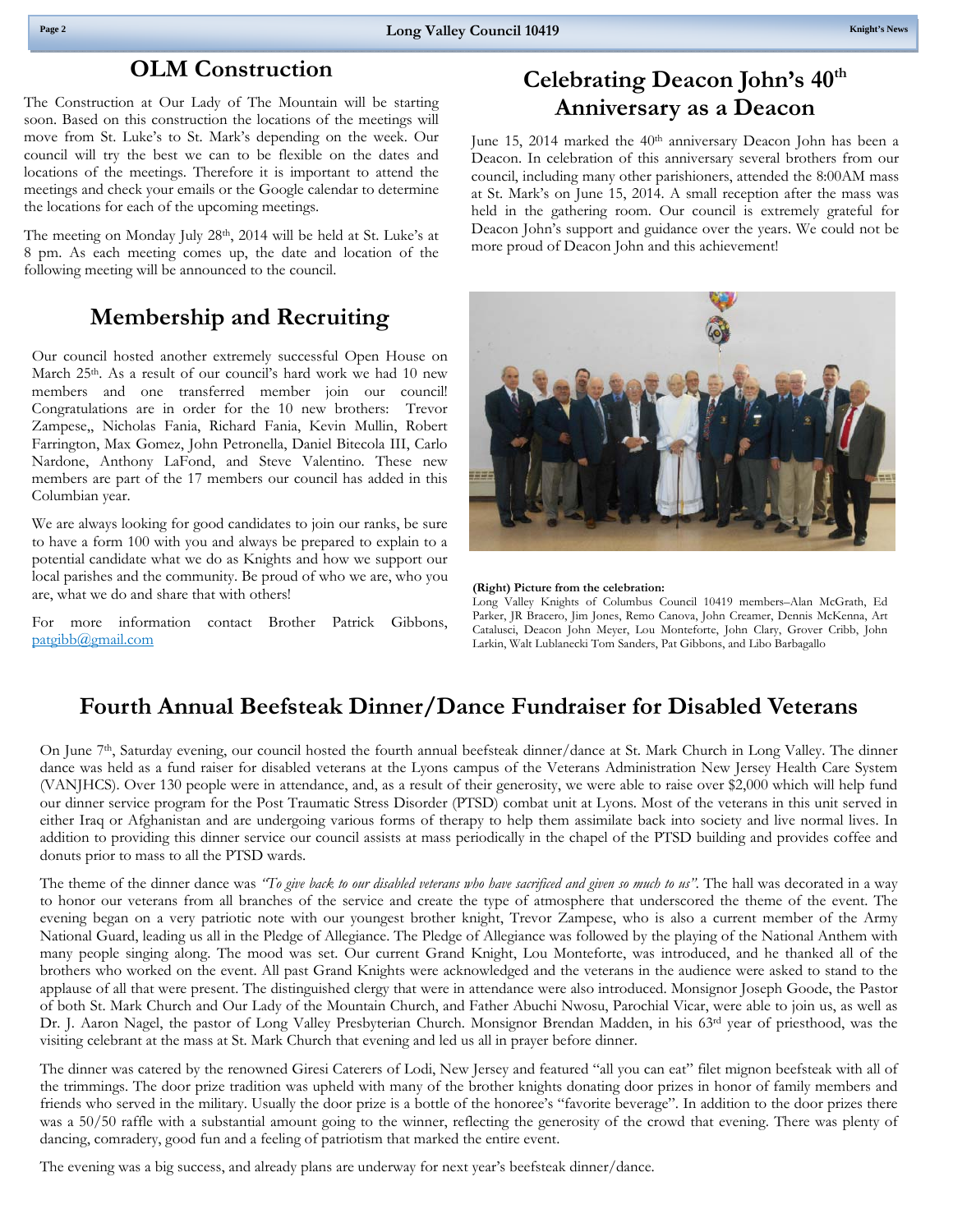## OLM Construction

The Construction at Our Lady of The Mountain will be starting soon. Based on this construction the locations of the meetings will move from St. Luke's to St. Mark's depending on the week. Our council will try the best we can to be flexible on the dates and locations of the meetings. Therefore it is important to attend the meetings and check your emails or the Google calendar to determine the locations for each of the upcoming meetings.

The meeting on Monday July 28th, 2014 will be held at St. Luke's at 8 pm. As each meeting comes up, the date and location of the following meeting will be announced to the council.

## Membership and Recruiting

Our council hosted another extremely successful Open House on March 25th. As a result of our council's hard work we had 10 new members and one transferred member join our council! Congratulations are in order for the 10 new brothers: Trevor Zampese,, Nicholas Fania, Richard Fania, Kevin Mullin, Robert Farrington, Max Gomez, John Petronella, Daniel Bitecola III, Carlo Nardone, Anthony LaFond, and Steve Valentino. These new members are part of the 17 members our council has added in this Columbian year.

We are always looking for good candidates to join our ranks, be sure to have a form 100 with you and always be prepared to explain to a potential candidate what we do as Knights and how we support our local parishes and the community. Be proud of who we are, who you are, what we do and share that with others!

For more information contact Brother Patrick Gibbons, patgibb@gmail.com

## Celebrating Deacon John's 40th Anniversary as a Deacon

June 15, 2014 marked the 40th anniversary Deacon John has been a Deacon. In celebration of this anniversary several brothers from our council, including many other parishioners, attended the 8:00AM mass at St. Mark's on June 15, 2014. A small reception after the mass was held in the gathering room. Our council is extremely grateful for Deacon John's support and guidance over the years. We could not be more proud of Deacon John and this achievement!

**(Right) Picture from the celebration:**
Long Valley Knights of Columbus Council 10419 members–Alan McGrath, Ed Parker, JR Bracero, Jim Jones, Remo Canova, John Creamer, Dennis McKenna, Art Catalusci, Deacon John Meyer, Lou Monteforte, John Clary, Grover Cribb, John Larkin, Walt Lublanecki Tom Sanders, Pat Gibbons, and Libo Barbagallo

## Fourth Annual Beefsteak Dinner/Dance Fundraiser for Disabled Veterans

On June 7th, Saturday evening, our council hosted the fourth annual beefsteak dinner/dance at St. Mark Church in Long Valley. The dinner dance was held as a fund raiser for disabled veterans at the Lyons campus of the Veterans Administration New Jersey Health Care System (VANJHCS). Over 130 people were in attendance, and, as a result of their generosity, we were able to raise over $2,000 which will help fund our dinner service program for the Post Traumatic Stress Disorder (PTSD) combat unit at Lyons. Most of the veterans in this unit served in either Iraq or Afghanistan and are undergoing various forms of therapy to help them assimilate back into society and live normal lives. In addition to providing this dinner service our council assists at mass periodically in the chapel of the PTSD building and provides coffee and donuts prior to mass to all the PTSD wards.

The theme of the dinner dance was *"To give back to our disabled veterans who have sacrificed and given so much to us"*. The hall was decorated in a way to honor our veterans from all branches of the service and create the type of atmosphere that underscored the theme of the event. The evening began on a very patriotic note with our youngest brother knight, Trevor Zampese, who is also a current member of the Army National Guard, leading us all in the Pledge of Allegiance. The Pledge of Allegiance was followed by the playing of the National Anthem with many people singing along. The mood was set. Our current Grand Knight, Lou Monteforte, was introduced, and he thanked all of the brothers who worked on the event. All past Grand Knights were acknowledged and the veterans in the audience were asked to stand to the applause of all that were present. The distinguished clergy that were in attendance were also introduced. Monsignor Joseph Goode, the Pastor of both St. Mark Church and Our Lady of the Mountain Church, and Father Abuchi Nwosu, Parochial Vicar, were able to join us, as well as Dr. J. Aaron Nagel, the pastor of Long Valley Presbyterian Church. Monsignor Brendan Madden, in his 63rd year of priesthood, was the visiting celebrant at the mass at St. Mark Church that evening and led us all in prayer before dinner.

The dinner was catered by the renowned Giresi Caterers of Lodi, New Jersey and featured "all you can eat" filet mignon beefsteak with all of the trimmings. The door prize tradition was upheld with many of the brother knights donating door prizes in honor of family members and friends who served in the military. Usually the door prize is a bottle of the honoree's "favorite beverage". In addition to the door prizes there was a 50/50 raffle with a substantial amount going to the winner, reflecting the generosity of the crowd that evening. There was plenty of dancing, comradery, good fun and a feeling of patriotism that marked the entire event.

The evening was a big success, and already plans are underway for next year's beefsteak dinner/dance.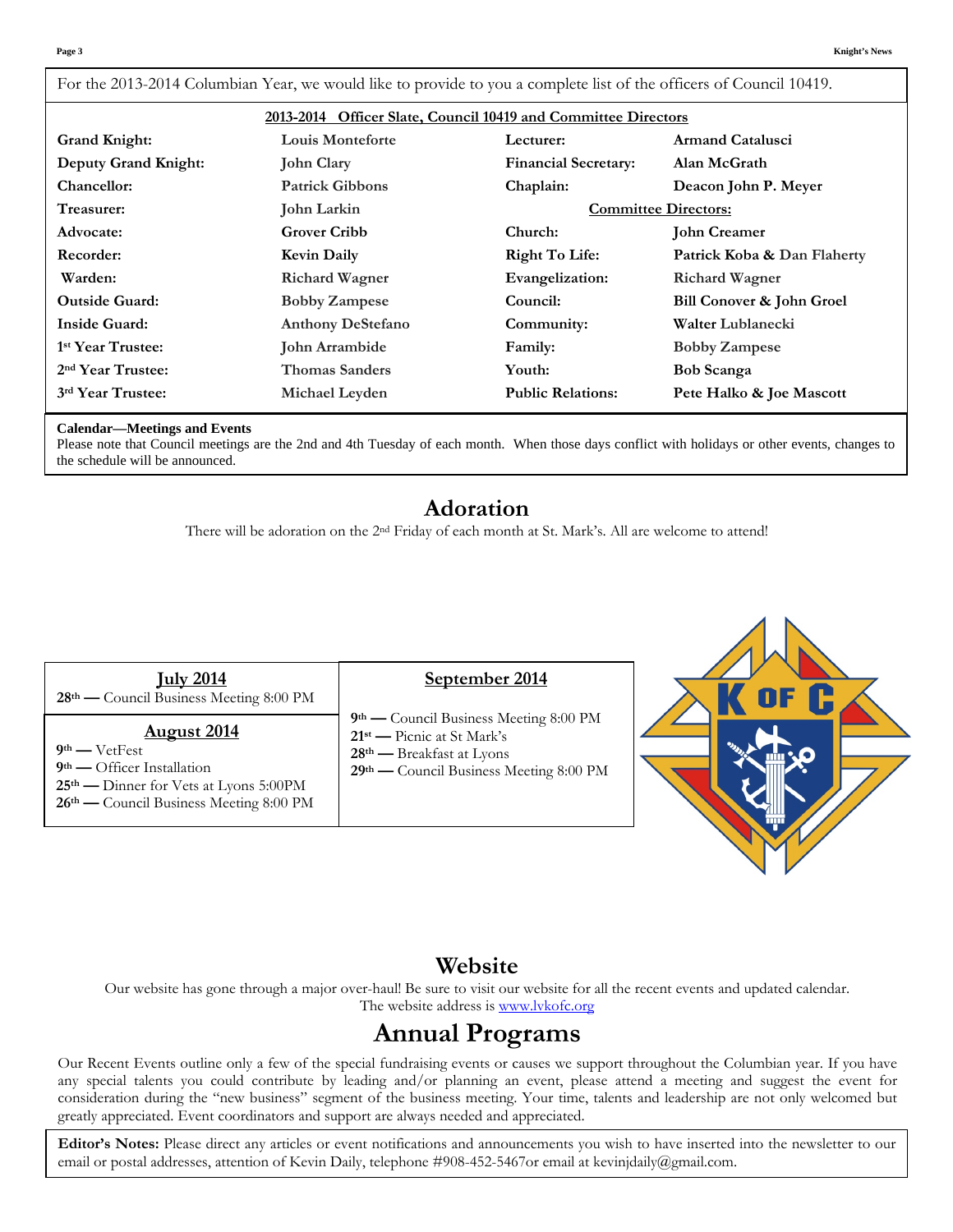For the 2013-2014 Columbian Year, we would like to provide to you a complete list of the officers of Council 10419.

**2013-2014 Officer Slate, Council 10419 and Committee Directors**

| | | | |
|---|---|---|---|
| **Grand Knight:** | Louis Monteforte | **Lecturer:** | Armand Catalusci |
| **Deputy Grand Knight:** | John Clary | **Financial Secretary:** | Alan McGrath |
| **Chancellor:** | Patrick Gibbons | **Chaplain:** | Deacon John P. Meyer |
| **Treasurer:** | John Larkin | **Committee Directors:** | |
| **Advocate:** | Grover Cribb | **Church:** | John Creamer |
| **Recorder:** | Kevin Daily | **Right To Life:** | Patrick Koba & Dan Flaherty |
| **Warden:** | Richard Wagner | **Evangelization:** | Richard Wagner |
| **Outside Guard:** | Bobby Zampese | **Council:** | Bill Conover & John Groel |
| **Inside Guard:** | Anthony DeStefano | **Community:** | Walter Lublanecki |
| **1st Year Trustee:** | John Arrambide | **Family:** | Bobby Zampese |
| **2nd Year Trustee:** | Thomas Sanders | **Youth:** | Bob Scanga |
| **3rd Year Trustee:** | Michael Leyden | **Public Relations:** | Pete Halko & Joe Mascott |

**Calendar—Meetings and Events**

Please note that Council meetings are the 2nd and 4th Tuesday of each month. When those days conflict with holidays or other events, changes to the schedule will be announced.

## Adoration

There will be adoration on the 2nd Friday of each month at St. Mark's. All are welcome to attend!

**July 2014**

**28th —** Council Business Meeting 8:00 PM

**August 2014**

**9th —** VetFest
**9th —** Officer Installation
**25th —** Dinner for Vets at Lyons 5:00PM
**26th —** Council Business Meeting 8:00 PM

**September 2014**

**9th —** Council Business Meeting 8:00 PM
**21st —** Picnic at St Mark's
**28th —** Breakfast at Lyons
**29th —** Council Business Meeting 8:00 PM

## Website

Our website has gone through a major over-haul! Be sure to visit our website for all the recent events and updated calendar.
The website address is www.lvkofc.org

## Annual Programs

Our Recent Events outline only a few of the special fundraising events or causes we support throughout the Columbian year. If you have any special talents you could contribute by leading and/or planning an event, please attend a meeting and suggest the event for consideration during the "new business" segment of the business meeting. Your time, talents and leadership are not only welcomed but greatly appreciated. Event coordinators and support are always needed and appreciated.

**Editor's Notes:** Please direct any articles or event notifications and announcements you wish to have inserted into the newsletter to our email or postal addresses, attention of Kevin Daily, telephone #908-452-5467or email at kevinjdaily@gmail.com.